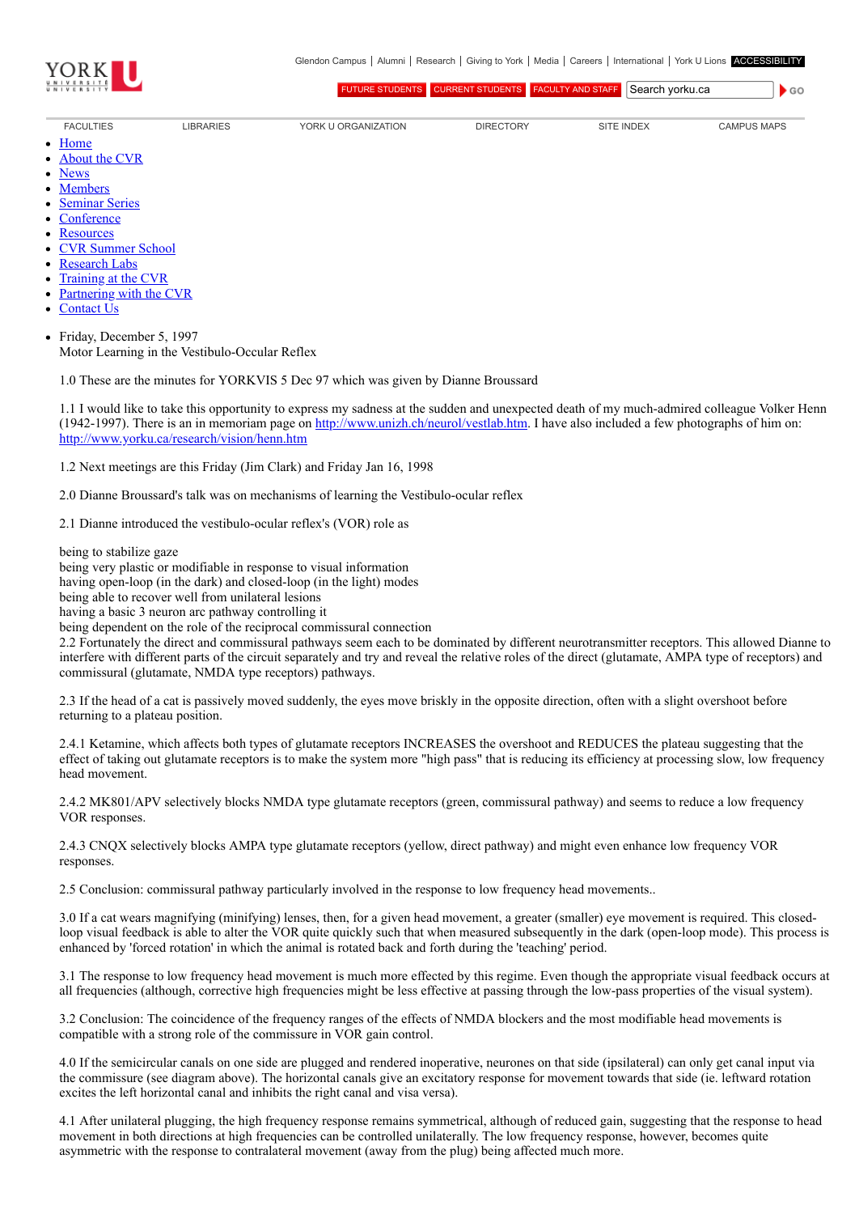- [Home]
- [About the CVR]
- [News]
- [Members]
- [Seminar Series]
- [Conference]
- [Resources]
- [CVR Summer School]
- [Research Labs]
- [Training at the CVR]
- [Partnering with the CVR]
- [Contact Us]

- Friday, December 5, 1997
  Motor Learning in the Vestibulo-Occular Reflex

  1.0 These are the minutes for YORKVIS 5 Dec 97 which was given by Dianne Broussard

  1.1 I would like to take this opportunity to express my sadness at the sudden and unexpected death of my much-admired colleague Volker Henn (1942-1997). There is an in memoriam page on http://www.unizh.ch/neurol/vestlab.htm. I have also included a few photographs of him on: http://www.yorku.ca/research/vision/henn.htm

  1.2 Next meetings are this Friday (Jim Clark) and Friday Jan 16, 1998

  2.0 Dianne Broussard's talk was on mechanisms of learning the Vestibulo-ocular reflex

  2.1 Dianne introduced the vestibulo-ocular reflex's (VOR) role as

  being to stabilize gaze
  being very plastic or modifiable in response to visual information
  having open-loop (in the dark) and closed-loop (in the light) modes
  being able to recover well from unilateral lesions
  having a basic 3 neuron arc pathway controlling it
  being dependent on the role of the reciprocal commissural connection
  2.2 Fortunately the direct and commissural pathways seem each to be dominated by different neurotransmitter receptors. This allowed Dianne to interfere with different parts of the circuit separately and try and reveal the relative roles of the direct (glutamate, AMPA type of receptors) and commissural (glutamate, NMDA type receptors) pathways.

  2.3 If the head of a cat is passively moved suddenly, the eyes move briskly in the opposite direction, often with a slight overshoot before returning to a plateau position.

  2.4.1 Ketamine, which affects both types of glutamate receptors INCREASES the overshoot and REDUCES the plateau suggesting that the effect of taking out glutamate receptors is to make the system more "high pass" that is reducing its efficiency at processing slow, low frequency head movement.

  2.4.2 MK801/APV selectively blocks NMDA type glutamate receptors (green, commissural pathway) and seems to reduce a low frequency VOR responses.

  2.4.3 CNQX selectively blocks AMPA type glutamate receptors (yellow, direct pathway) and might even enhance low frequency VOR responses.

  2.5 Conclusion: commissural pathway particularly involved in the response to low frequency head movements..

  3.0 If a cat wears magnifying (minifying) lenses, then, for a given head movement, a greater (smaller) eye movement is required. This closed-loop visual feedback is able to alter the VOR quite quickly such that when measured subsequently in the dark (open-loop mode). This process is enhanced by 'forced rotation' in which the animal is rotated back and forth during the 'teaching' period.

  3.1 The response to low frequency head movement is much more effected by this regime. Even though the appropriate visual feedback occurs at all frequencies (although, corrective high frequencies might be less effective at passing through the low-pass properties of the visual system).

  3.2 Conclusion: The coincidence of the frequency ranges of the effects of NMDA blockers and the most modifiable head movements is compatible with a strong role of the commissure in VOR gain control.

  4.0 If the semicircular canals on one side are plugged and rendered inoperative, neurones on that side (ipsilateral) can only get canal input via the commissure (see diagram above). The horizontal canals give an excitatory response for movement towards that side (ie. leftward rotation excites the left horizontal canal and inhibits the right canal and visa versa).

  4.1 After unilateral plugging, the high frequency response remains symmetrical, although of reduced gain, suggesting that the response to head movement in both directions at high frequencies can be controlled unilaterally. The low frequency response, however, becomes quite asymmetric with the response to contralateral movement (away from the plug) being affected much more.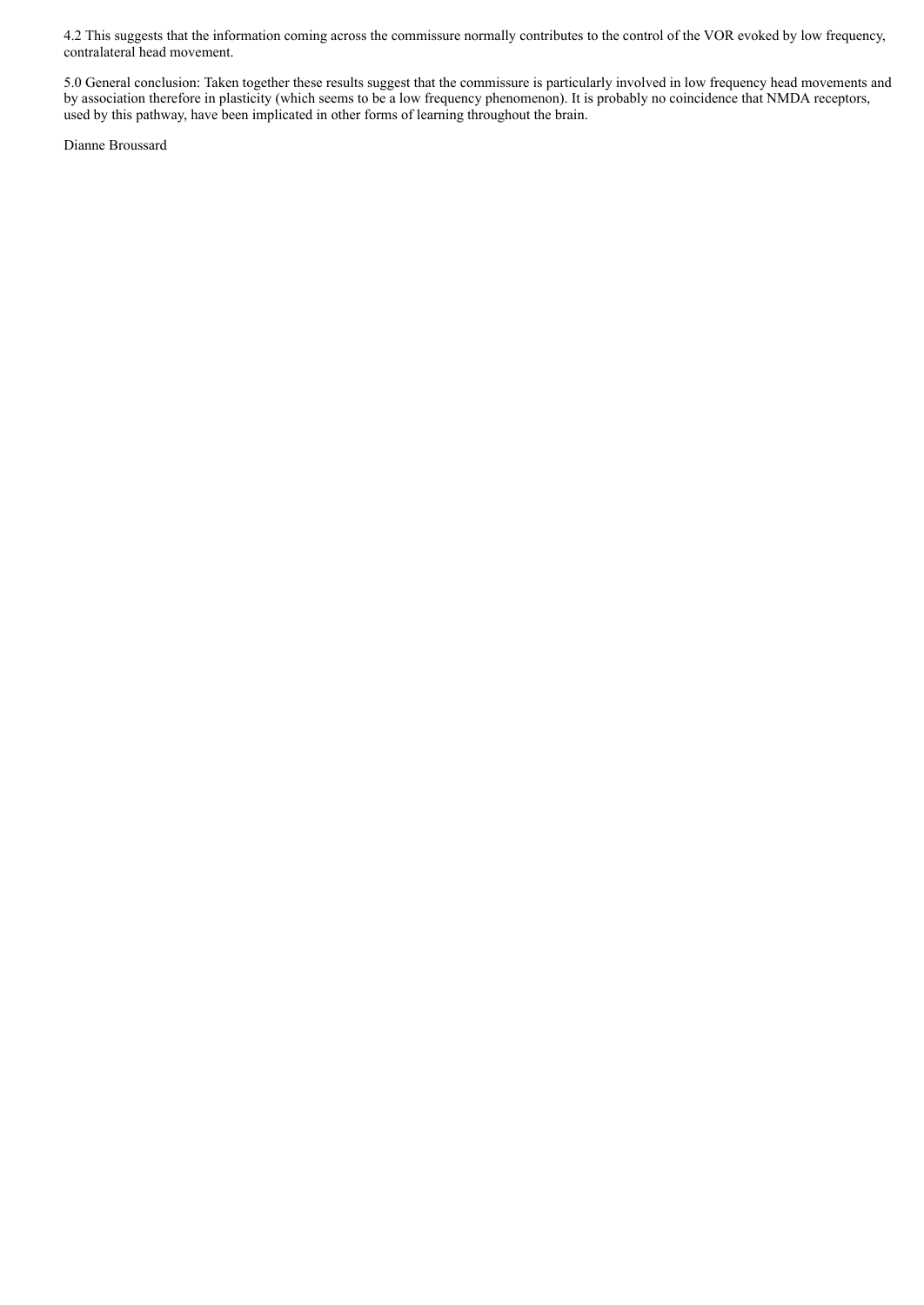4.2 This suggests that the information coming across the commissure normally contributes to the control of the VOR evoked by low frequency, contralateral head movement.

5.0 General conclusion: Taken together these results suggest that the commissure is particularly involved in low frequency head movements and by association therefore in plasticity (which seems to be a low frequency phenomenon). It is probably no coincidence that NMDA receptors, used by this pathway, have been implicated in other forms of learning throughout the brain.

Dianne Broussard